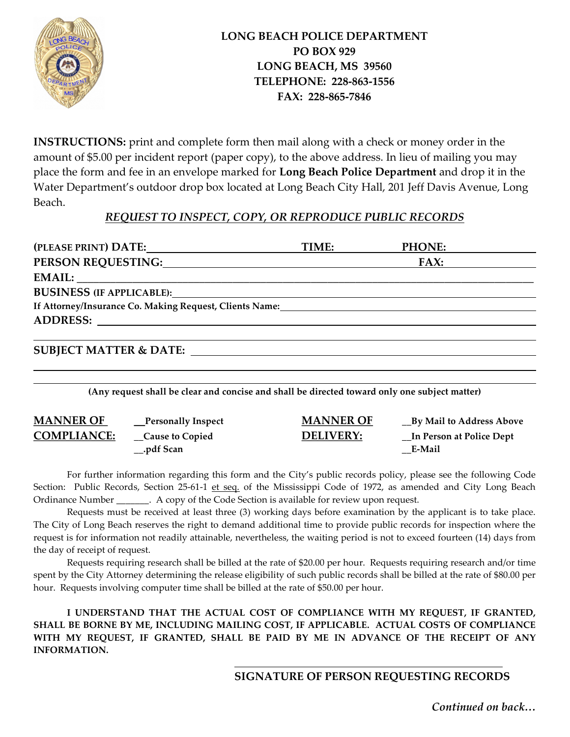# LONG BEACH POLICE DEPARTMENT

**PO BOX 929**
**LONG BEACH, MS 39560**
**TELEPHONE: 228-863-1556**
**FAX: 228-865-7846**

**INSTRUCTIONS:** print and complete form then mail along with a check or money order in the amount of $5.00 per incident report (paper copy), to the above address. In lieu of mailing you may place the form and fee in an envelope marked for **Long Beach Police Department** and drop it in the Water Department's outdoor drop box located at Long Beach City Hall, 201 Jeff Davis Avenue, Long Beach.

## *REQUEST TO INSPECT, COPY, OR REPRODUCE PUBLIC RECORDS*

**(PLEASE PRINT) DATE:** ______________________ **TIME:** __________ **PHONE:** __________

**PERSON REQUESTING:** ______________________________________ **FAX:** __________

**EMAIL:** ______________________________________________________________________

**BUSINESS (IF APPLICABLE):** __________________________________________________

**If Attorney/Insurance Co. Making Request, Clients Name:** __________________________

**ADDRESS:** ____________________________________________________________________

________________________________________________________________________________

**SUBJECT MATTER & DATE:** ______________________________________________________

________________________________________________________________________________

________________________________________________________________________________

**(Any request shall be clear and concise and shall be directed toward only one subject matter)**

**MANNER OF COMPLIANCE:**
- __**Personally Inspect**
- __**Cause to Copied**
- __**.pdf Scan**

**MANNER OF DELIVERY:**
- __**By Mail to Address Above**
- __**In Person at Police Dept**
- __**E-Mail**

For further information regarding this form and the City's public records policy, please see the following Code Section: Public Records, Section 25-61-1 et seq. of the Mississippi Code of 1972, as amended and City Long Beach Ordinance Number _______. A copy of the Code Section is available for review upon request.

Requests must be received at least three (3) working days before examination by the applicant is to take place. The City of Long Beach reserves the right to demand additional time to provide public records for inspection where the request is for information not readily attainable, nevertheless, the waiting period is not to exceed fourteen (14) days from the day of receipt of request.

Requests requiring research shall be billed at the rate of $20.00 per hour. Requests requiring research and/or time spent by the City Attorney determining the release eligibility of such public records shall be billed at the rate of $80.00 per hour. Requests involving computer time shall be billed at the rate of $50.00 per hour.

**I UNDERSTAND THAT THE ACTUAL COST OF COMPLIANCE WITH MY REQUEST, IF GRANTED, SHALL BE BORNE BY ME, INCLUDING MAILING COST, IF APPLICABLE. ACTUAL COSTS OF COMPLIANCE WITH MY REQUEST, IF GRANTED, SHALL BE PAID BY ME IN ADVANCE OF THE RECEIPT OF ANY INFORMATION.**

______________________________________________

**SIGNATURE OF PERSON REQUESTING RECORDS**

***Continued on back…***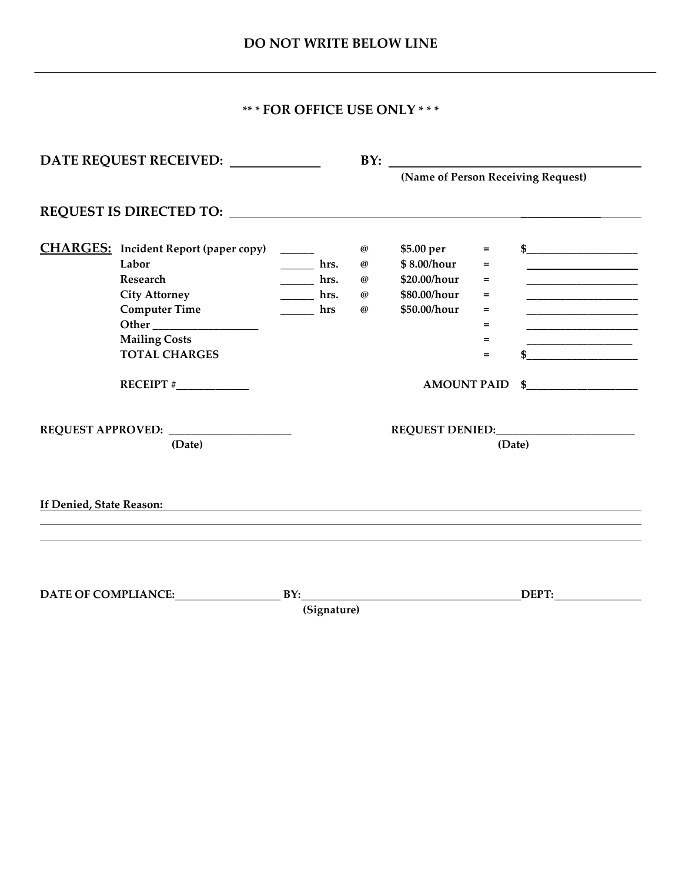**DO NOT WRITE BELOW LINE**

---

**\*\* \* FOR OFFICE USE ONLY \* \* \***

**DATE REQUEST RECEIVED:** _____________ **BY:** ________________________________________
**(Name of Person Receiving Request)**

**REQUEST IS DIRECTED TO:** ________________________________________________________________

**CHARGES:**

| | | | | | | |
|---|---|---|---|---|---|---|
| **Incident Report (paper copy)** | ______ | | @ | $5.00 per | = | $__________________ |
| **Labor** | ______ | hrs. | @ | $ 8.00/hour | = | __________________ |
| **Research** | ______ | hrs. | @ | $20.00/hour | = | __________________ |
| **City Attorney** | ______ | hrs. | @ | $80.00/hour | = | __________________ |
| **Computer Time** | ______ | hrs | @ | $50.00/hour | = | __________________ |
| **Other** __________________ | | | | | = | __________________ |
| **Mailing Costs** | | | | | = | __________________ |
| **TOTAL CHARGES** | | | | | = | $__________________ |

**RECEIPT #**_____________ **AMOUNT PAID $**__________________

**REQUEST APPROVED:** _____________________
**(Date)**

**REQUEST DENIED:**________________________
**(Date)**

**If Denied, State Reason:** ________________________________________________________________

____________________________________________________________________________________

____________________________________________________________________________________

**DATE OF COMPLIANCE:**__________________ **BY:**_____________________________________ **DEPT:**_______________
**(Signature)**